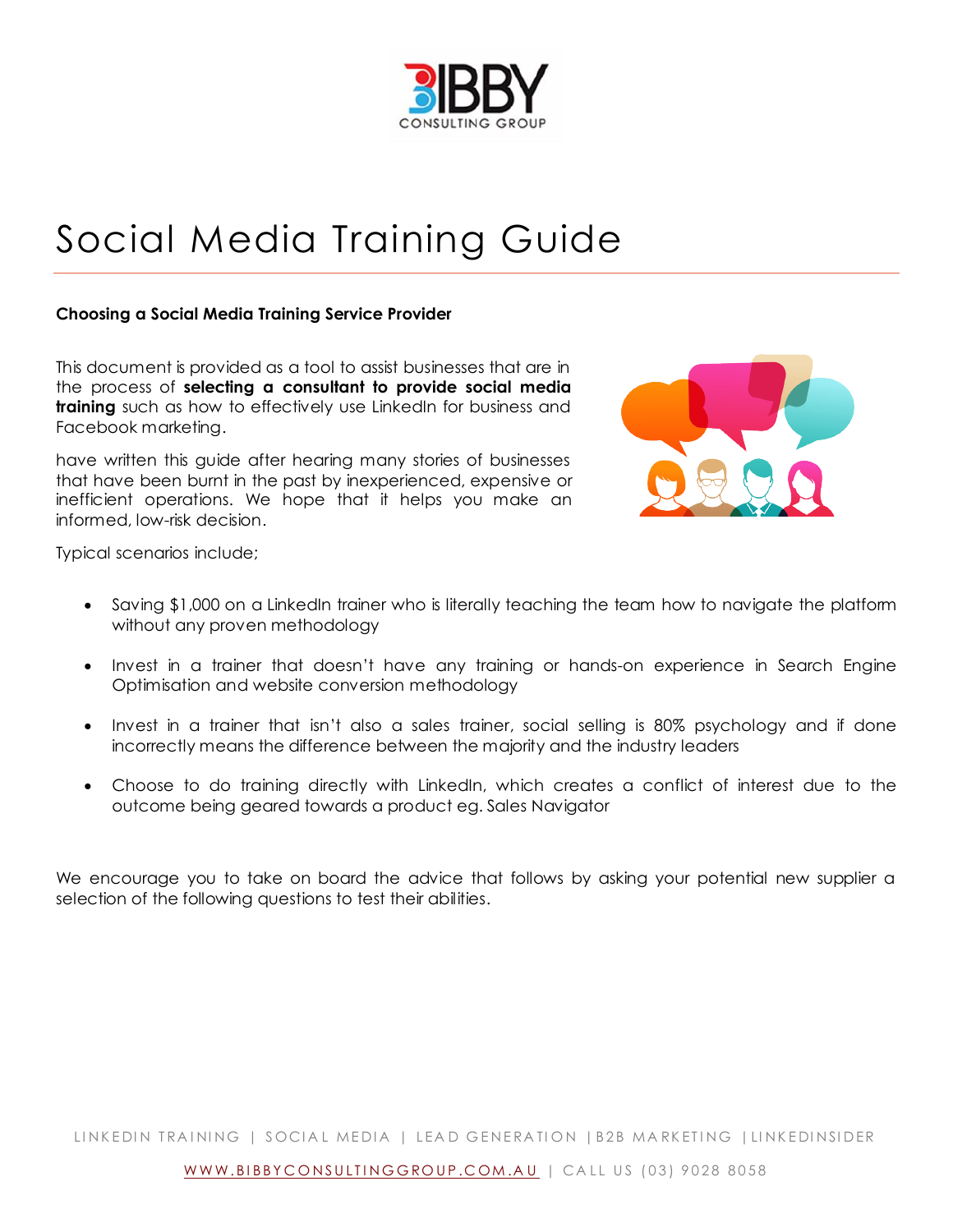# Social Media Training Guide

**Choosing a Social Media Training Service Provider**

This document is provided as a tool to assist businesses that are in the process of **selecting a consultant to provide social media training** such as how to effectively use LinkedIn for business and Facebook marketing.

have written this guide after hearing many stories of businesses that have been burnt in the past by inexperienced, expensive or inefficient operations. We hope that it helps you make an informed, low-risk decision.

Typical scenarios include;

- Saving $1,000 on a LinkedIn trainer who is literally teaching the team how to navigate the platform without any proven methodology
- Invest in a trainer that doesn't have any training or hands-on experience in Search Engine Optimisation and website conversion methodology
- Invest in a trainer that isn't also a sales trainer, social selling is 80% psychology and if done incorrectly means the difference between the majority and the industry leaders
- Choose to do training directly with LinkedIn, which creates a conflict of interest due to the outcome being geared towards a product eg. Sales Navigator

We encourage you to take on board the advice that follows by asking your potential new supplier a selection of the following questions to test their abilities.

LINKEDIN TRAINING | SOCIAL MEDIA | LEAD GENERATION | B2B MARKETING | LINKEDINSIDER

WWW.BIBBYCONSULTINGGROUP.COM.AU | CALL US (03) 9028 8058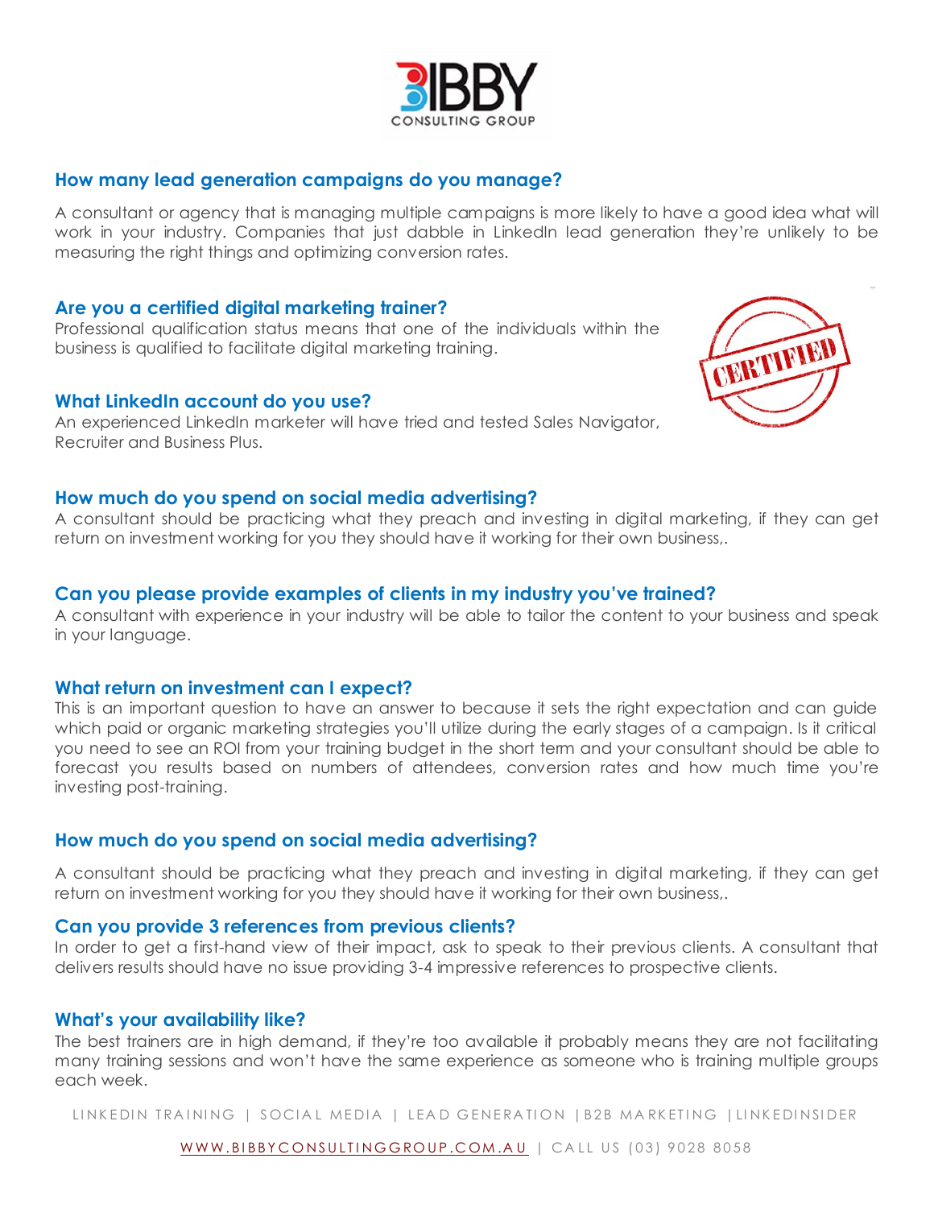### How many lead generation campaigns do you manage?

A consultant or agency that is managing multiple campaigns is more likely to have a good idea what will work in your industry. Companies that just dabble in LinkedIn lead generation they're unlikely to be measuring the right things and optimizing conversion rates.

### Are you a certified digital marketing trainer?

Professional qualification status means that one of the individuals within the business is qualified to facilitate digital marketing training.

### What LinkedIn account do you use?

An experienced LinkedIn marketer will have tried and tested Sales Navigator, Recruiter and Business Plus.

### How much do you spend on social media advertising?

A consultant should be practicing what they preach and investing in digital marketing, if they can get return on investment working for you they should have it working for their own business,.

### Can you please provide examples of clients in my industry you've trained?

A consultant with experience in your industry will be able to tailor the content to your business and speak in your language.

### What return on investment can I expect?

This is an important question to have an answer to because it sets the right expectation and can guide which paid or organic marketing strategies you'll utilize during the early stages of a campaign. Is it critical you need to see an ROI from your training budget in the short term and your consultant should be able to forecast you results based on numbers of attendees, conversion rates and how much time you're investing post-training.

### How much do you spend on social media advertising?

A consultant should be practicing what they preach and investing in digital marketing, if they can get return on investment working for you they should have it working for their own business,.

### Can you provide 3 references from previous clients?

In order to get a first-hand view of their impact, ask to speak to their previous clients. A consultant that delivers results should have no issue providing 3-4 impressive references to prospective clients.

### What's your availability like?

The best trainers are in high demand, if they're too available it probably means they are not facilitating many training sessions and won't have the same experience as someone who is training multiple groups each week.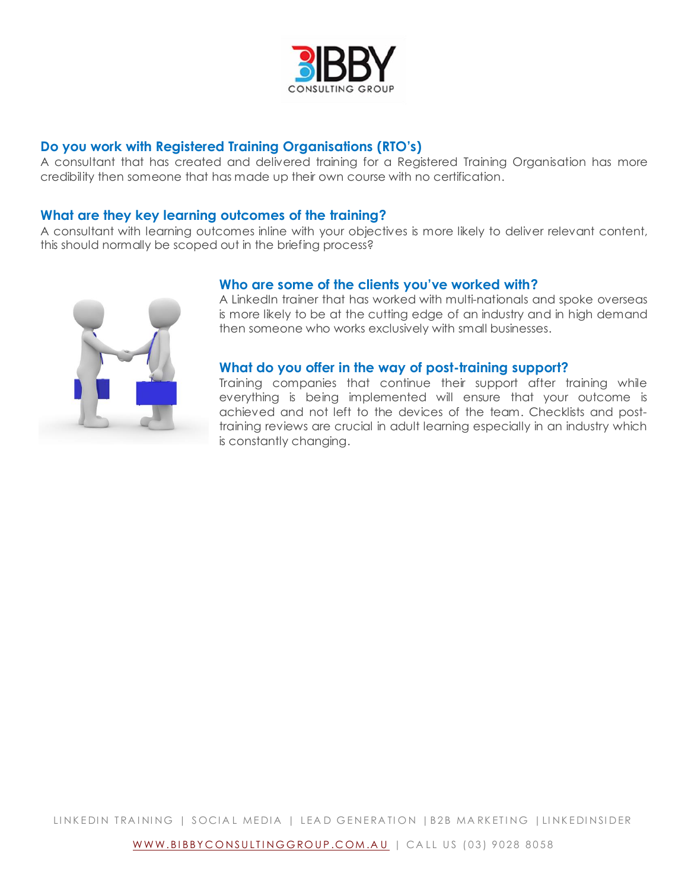### Do you work with Registered Training Organisations (RTO's)

A consultant that has created and delivered training for a Registered Training Organisation has more credibility then someone that has made up their own course with no certification.

### What are they key learning outcomes of the training?

A consultant with learning outcomes inline with your objectives is more likely to deliver relevant content, this should normally be scoped out in the briefing process?

### Who are some of the clients you've worked with?

A LinkedIn trainer that has worked with multi-nationals and spoke overseas is more likely to be at the cutting edge of an industry and in high demand then someone who works exclusively with small businesses.

### What do you offer in the way of post-training support?

Training companies that continue their support after training while everything is being implemented will ensure that your outcome is achieved and not left to the devices of the team. Checklists and post-training reviews are crucial in adult learning especially in an industry which is constantly changing.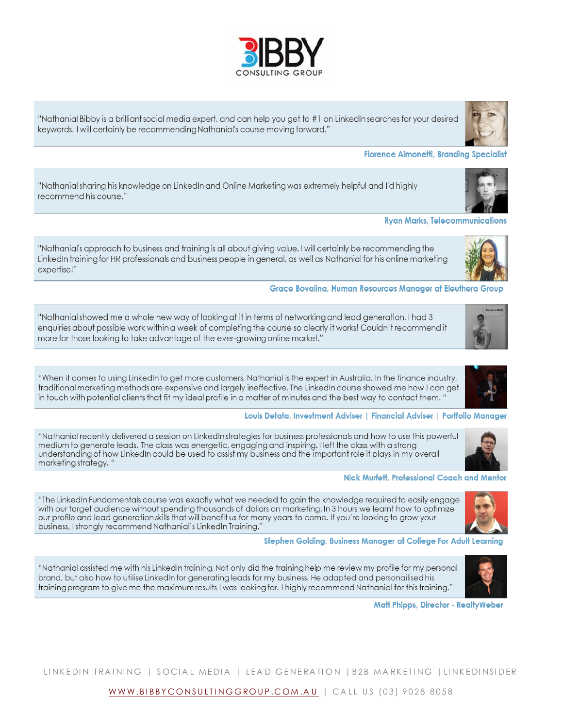BIBBY CONSULTING GROUP

"Nathanial Bibby is a brilliant social media expert, and can help you get to #1 on LinkedIn searches for your desired keywords. I will certainly be recommending Nathanial's course moving forward."

**Florence Aimonetti, Branding Specialist**

"Nathanial sharing his knowledge on LinkedIn and Online Marketing was extremely helpful and I'd highly recommend his course."

**Ryan Marks, Telecommunications**

"Nathanial's approach to business and training is all about giving value. I will certainly be recommending the LinkedIn training for HR professionals and business people in general, as well as Nathanial for his online marketing expertise!"

**Grace Bovalina, Human Resources Manager at Eleuthera Group**

"Nathanial showed me a whole new way of looking at it in terms of networking and lead generation. I had 3 enquiries about possible work within a week of completing the course so clearly it works! Couldn't recommend it more for those looking to take advantage of the ever-growing online market."

"When it comes to using LinkedIn to get more customers, Nathanial is the expert in Australia. In the finance industry, traditional marketing methods are expensive and largely ineffective. The LinkedIn course showed me how I can get in touch with potential clients that fit my ideal profile in a matter of minutes and the best way to contact them. "

**Louis Detata, Investment Adviser | Financial Adviser | Portfolio Manager**

"Nathanial recently delivered a session on LinkedIn strategies for business professionals and how to use this powerful medium to generate leads. The class was energetic, engaging and inspiring. I left the class with a strong understanding of how LinkedIn could be used to assist my business and the important role it plays in my overall marketing strategy. "

**Nick Murfett, Professional Coach and Mentor**

"The LinkedIn Fundamentals course was exactly what we needed to gain the knowledge required to easily engage with our target audience without spending thousands of dollars on marketing. In 3 hours we learnt how to optimize our profile and lead generation skills that will benefit us for many years to come. If you're looking to grow your business, I strongly recommend Nathanial's LinkedIn Training."

**Stephen Golding, Business Manager at College For Adult Learning**

"Nathanial assisted me with his LinkedIn training. Not only did the training help me review my profile for my personal brand, but also how to utilise LinkedIn for generating leads for my business. He adapted and personailised his training program to give me the maximum results I was looking for. I highly recommend Nathanial for this training."

**Matt Phipps, Director - RealtyWeber**

LINKEDIN TRAINING | SOCIAL MEDIA | LEAD GENERATION | B2B MARKETING | LINKEDINSIDER

WWW.BIBBYCONSULTINGGROUP.COM.AU | CALL US (03) 9028 8058